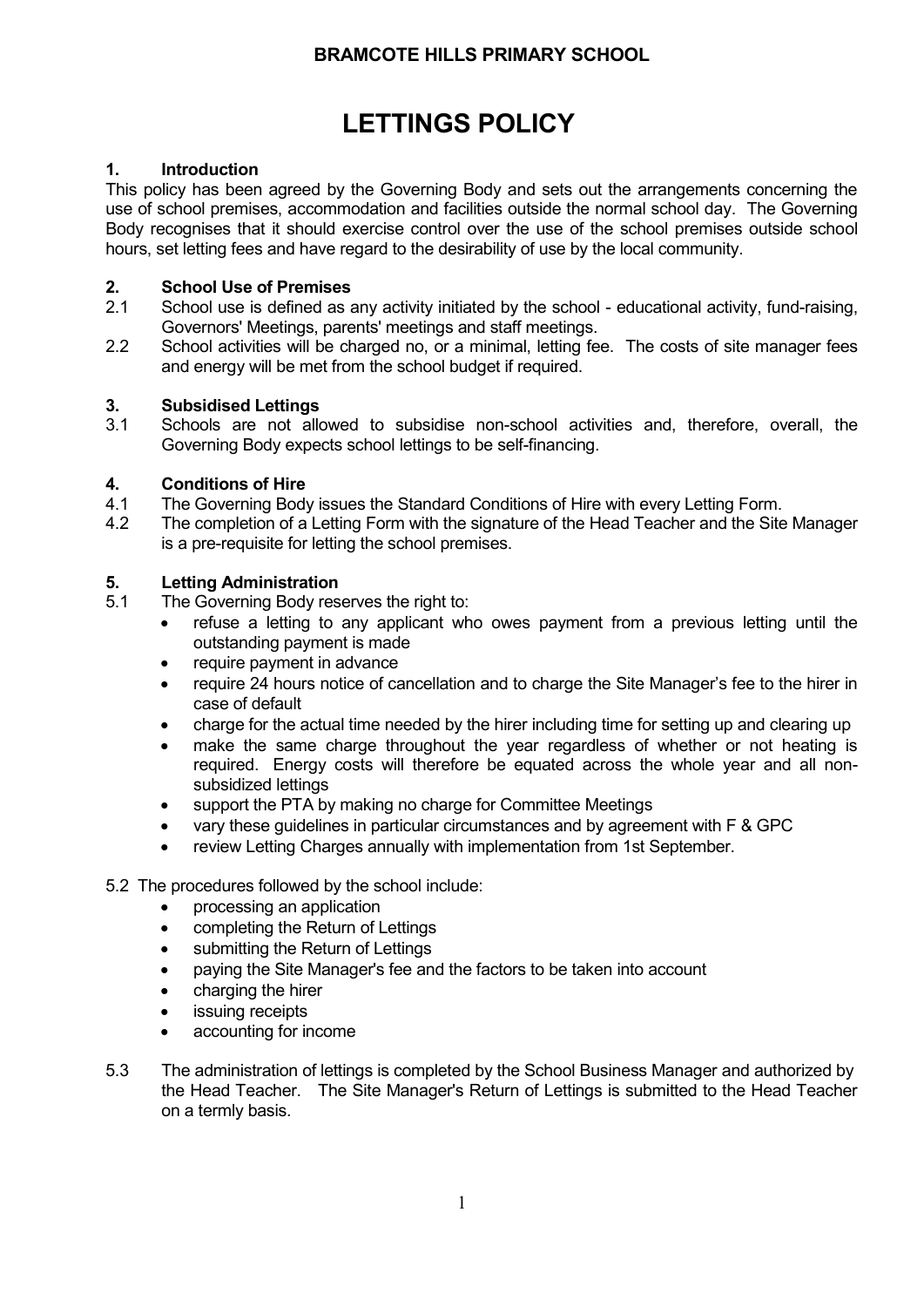**BRAMCOTE HILLS PRIMARY SCHOOL**

# LETTINGS POLICY

## 1. Introduction

This policy has been agreed by the Governing Body and sets out the arrangements concerning the use of school premises, accommodation and facilities outside the normal school day. The Governing Body recognises that it should exercise control over the use of the school premises outside school hours, set letting fees and have regard to the desirability of use by the local community.

## 2. School Use of Premises

2.1 School use is defined as any activity initiated by the school - educational activity, fund-raising, Governors' Meetings, parents' meetings and staff meetings.

2.2 School activities will be charged no, or a minimal, letting fee. The costs of site manager fees and energy will be met from the school budget if required.

## 3. Subsidised Lettings

3.1 Schools are not allowed to subsidise non-school activities and, therefore, overall, the Governing Body expects school lettings to be self-financing.

## 4. Conditions of Hire

4.1 The Governing Body issues the Standard Conditions of Hire with every Letting Form.

4.2 The completion of a Letting Form with the signature of the Head Teacher and the Site Manager is a pre-requisite for letting the school premises.

## 5. Letting Administration

5.1 The Governing Body reserves the right to:

- refuse a letting to any applicant who owes payment from a previous letting until the outstanding payment is made
- require payment in advance
- require 24 hours notice of cancellation and to charge the Site Manager's fee to the hirer in case of default
- charge for the actual time needed by the hirer including time for setting up and clearing up
- make the same charge throughout the year regardless of whether or not heating is required. Energy costs will therefore be equated across the whole year and all non-subsidized lettings
- support the PTA by making no charge for Committee Meetings
- vary these guidelines in particular circumstances and by agreement with F & GPC
- review Letting Charges annually with implementation from 1st September.

5.2 The procedures followed by the school include:

- processing an application
- completing the Return of Lettings
- submitting the Return of Lettings
- paying the Site Manager's fee and the factors to be taken into account
- charging the hirer
- issuing receipts
- accounting for income

5.3 The administration of lettings is completed by the School Business Manager and authorized by the Head Teacher. The Site Manager's Return of Lettings is submitted to the Head Teacher on a termly basis.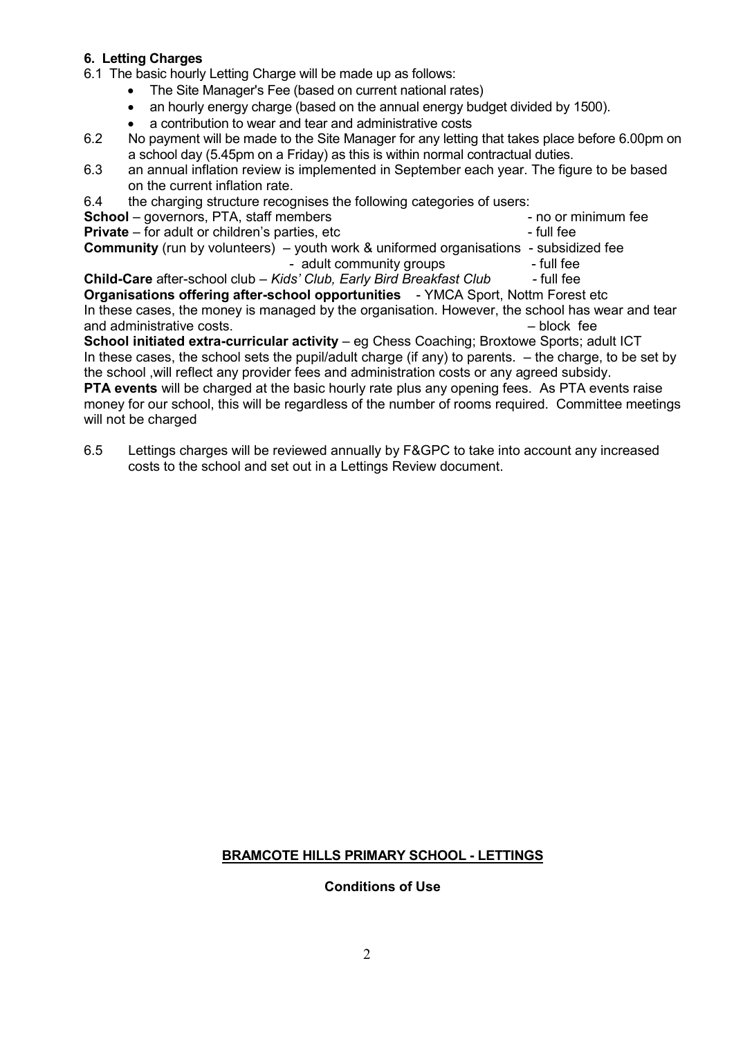**6. Letting Charges**

6.1 The basic hourly Letting Charge will be made up as follows:

- The Site Manager's Fee (based on current national rates)
- an hourly energy charge (based on the annual energy budget divided by 1500).
- a contribution to wear and tear and administrative costs

6.2 No payment will be made to the Site Manager for any letting that takes place before 6.00pm on a school day (5.45pm on a Friday) as this is within normal contractual duties.

6.3 an annual inflation review is implemented in September each year. The figure to be based on the current inflation rate.

6.4 the charging structure recognises the following categories of users:

**School** – governors, PTA, staff members - no or minimum fee

**Private** – for adult or children's parties, etc - full fee

**Community** (run by volunteers) – youth work & uniformed organisations - subsidized fee
- adult community groups - full fee

**Child-Care** after-school club – *Kids' Club, Early Bird Breakfast Club* - full fee

**Organisations offering after-school opportunities** - YMCA Sport, Nottm Forest etc
In these cases, the money is managed by the organisation. However, the school has wear and tear and administrative costs. – block fee

**School initiated extra-curricular activity** – eg Chess Coaching; Broxtowe Sports; adult ICT
In these cases, the school sets the pupil/adult charge (if any) to parents. – the charge, to be set by the school ,will reflect any provider fees and administration costs or any agreed subsidy.

**PTA events** will be charged at the basic hourly rate plus any opening fees. As PTA events raise money for our school, this will be regardless of the number of rooms required. Committee meetings will not be charged

6.5 Lettings charges will be reviewed annually by F&GPC to take into account any increased costs to the school and set out in a Lettings Review document.

**BRAMCOTE HILLS PRIMARY SCHOOL - LETTINGS**

**Conditions of Use**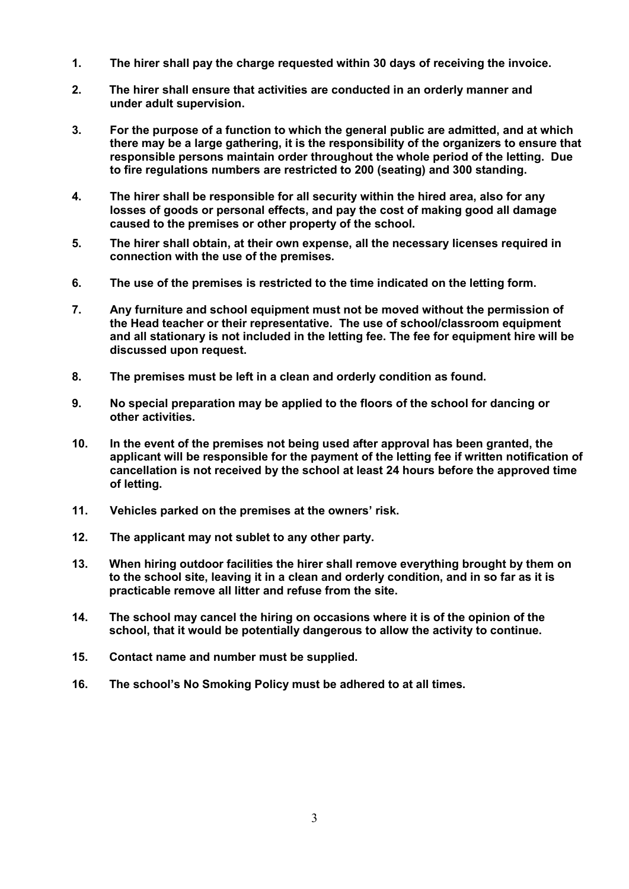**1.** **The hirer shall pay the charge requested within 30 days of receiving the invoice.**

**2.** **The hirer shall ensure that activities are conducted in an orderly manner and under adult supervision.**

**3.** **For the purpose of a function to which the general public are admitted, and at which there may be a large gathering, it is the responsibility of the organizers to ensure that responsible persons maintain order throughout the whole period of the letting. Due to fire regulations numbers are restricted to 200 (seating) and 300 standing.**

**4.** **The hirer shall be responsible for all security within the hired area, also for any losses of goods or personal effects, and pay the cost of making good all damage caused to the premises or other property of the school.**

**5.** **The hirer shall obtain, at their own expense, all the necessary licenses required in connection with the use of the premises.**

**6.** **The use of the premises is restricted to the time indicated on the letting form.**

**7.** **Any furniture and school equipment must not be moved without the permission of the Head teacher or their representative. The use of school/classroom equipment and all stationary is not included in the letting fee. The fee for equipment hire will be discussed upon request.**

**8.** **The premises must be left in a clean and orderly condition as found.**

**9.** **No special preparation may be applied to the floors of the school for dancing or other activities.**

**10.** **In the event of the premises not being used after approval has been granted, the applicant will be responsible for the payment of the letting fee if written notification of cancellation is not received by the school at least 24 hours before the approved time of letting.**

**11.** **Vehicles parked on the premises at the owners' risk.**

**12.** **The applicant may not sublet to any other party.**

**13.** **When hiring outdoor facilities the hirer shall remove everything brought by them on to the school site, leaving it in a clean and orderly condition, and in so far as it is practicable remove all litter and refuse from the site.**

**14.** **The school may cancel the hiring on occasions where it is of the opinion of the school, that it would be potentially dangerous to allow the activity to continue.**

**15.** **Contact name and number must be supplied.**

**16.** **The school's No Smoking Policy must be adhered to at all times.**